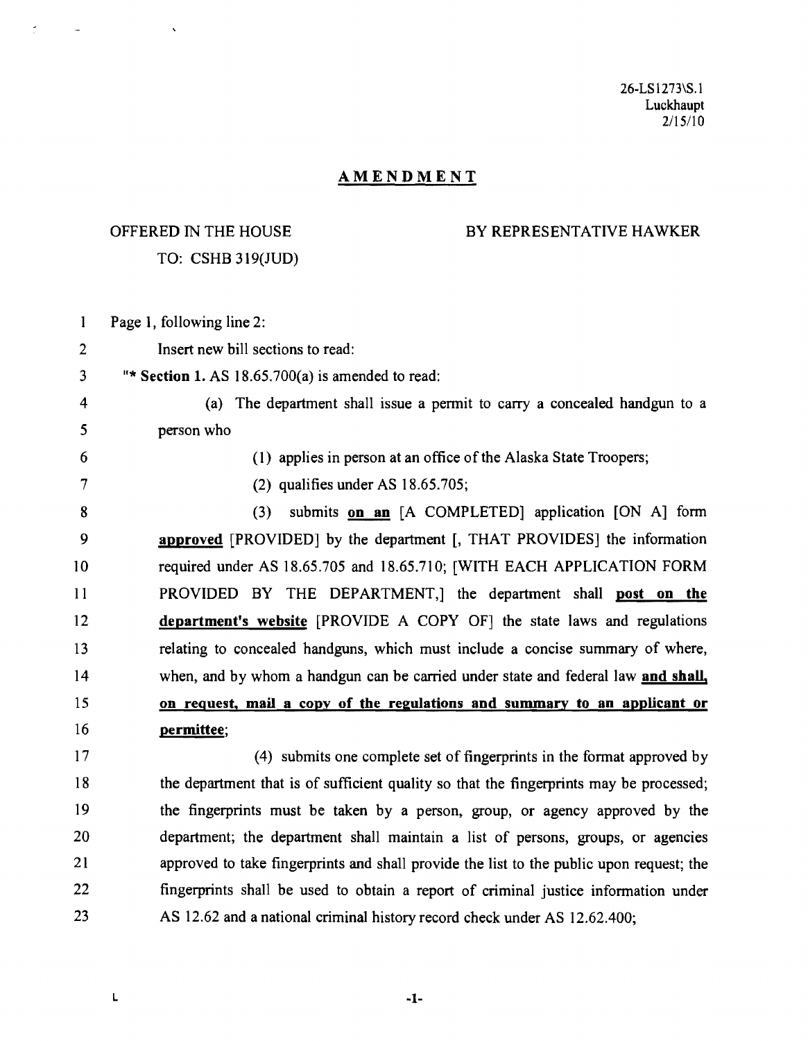26-LS1273\S.1
Luckhaupt
2/15/10

## AMENDMENT

OFFERED IN THE HOUSE BY REPRESENTATIVE HAWKER

TO: CSHB 319(JUD)

1 Page 1, following line 2:

2 Insert new bill sections to read:

3 "* **Section 1.** AS 18.65.700(a) is amended to read:

4 (a) The department shall issue a permit to carry a concealed handgun to a

5 person who

6 (1) applies in person at an office of the Alaska State Troopers;

7 (2) qualifies under AS 18.65.705;

8 (3) submits **on an** [A COMPLETED] application [ON A] form

9 **approved** [PROVIDED] by the department [, THAT PROVIDES] the information

10 required under AS 18.65.705 and 18.65.710; [WITH EACH APPLICATION FORM

11 PROVIDED BY THE DEPARTMENT,] the department shall **post on the**

12 **department's website** [PROVIDE A COPY OF] the state laws and regulations

13 relating to concealed handguns, which must include a concise summary of where,

14 when, and by whom a handgun can be carried under state and federal law **and shall,**

15 **on request, mail a copy of the regulations and summary to an applicant or**

16 **permittee**;

17 (4) submits one complete set of fingerprints in the format approved by

18 the department that is of sufficient quality so that the fingerprints may be processed;

19 the fingerprints must be taken by a person, group, or agency approved by the

20 department; the department shall maintain a list of persons, groups, or agencies

21 approved to take fingerprints and shall provide the list to the public upon request; the

22 fingerprints shall be used to obtain a report of criminal justice information under

23 AS 12.62 and a national criminal history record check under AS 12.62.400;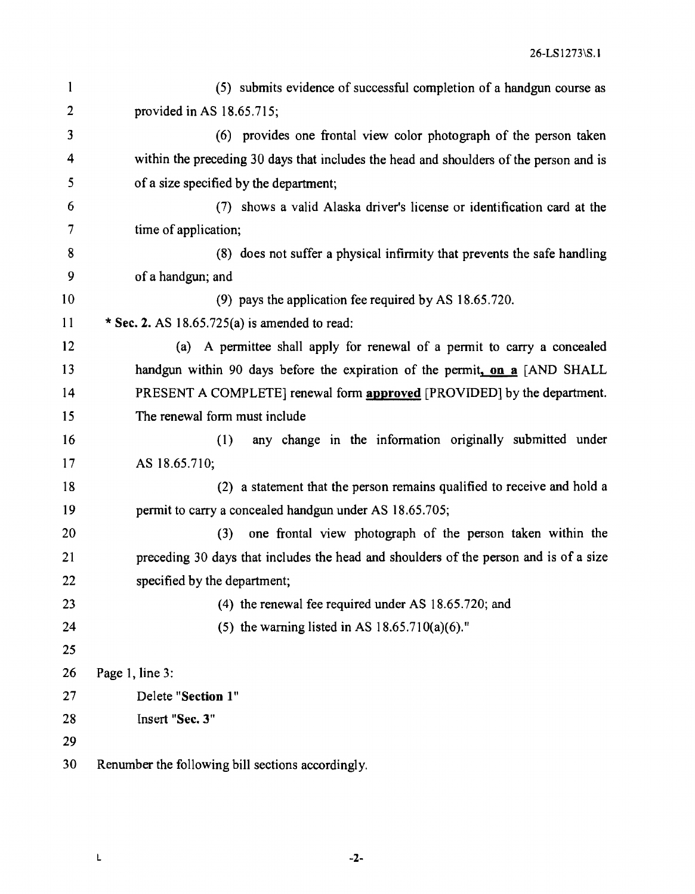(5) submits evidence of successful completion of a handgun course as provided in AS 18.65.715;

(6) provides one frontal view color photograph of the person taken within the preceding 30 days that includes the head and shoulders of the person and is of a size specified by the department;

(7) shows a valid Alaska driver's license or identification card at the time of application;

(8) does not suffer a physical infirmity that prevents the safe handling of a handgun; and

(9) pays the application fee required by AS 18.65.720.

\* **Sec. 2.** AS 18.65.725(a) is amended to read:

(a) A permittee shall apply for renewal of a permit to carry a concealed handgun within 90 days before the expiration of the permit**, on a** [AND SHALL PRESENT A COMPLETE] renewal form **approved** [PROVIDED] by the department. The renewal form must include

(1) any change in the information originally submitted under AS 18.65.710;

(2) a statement that the person remains qualified to receive and hold a permit to carry a concealed handgun under AS 18.65.705;

(3) one frontal view photograph of the person taken within the preceding 30 days that includes the head and shoulders of the person and is of a size specified by the department;

(4) the renewal fee required under AS 18.65.720; and

(5) the warning listed in AS 18.65.710(a)(6)."

Page 1, line 3:

Delete "**Section 1**"

Insert "**Sec. 3**"

Renumber the following bill sections accordingly.